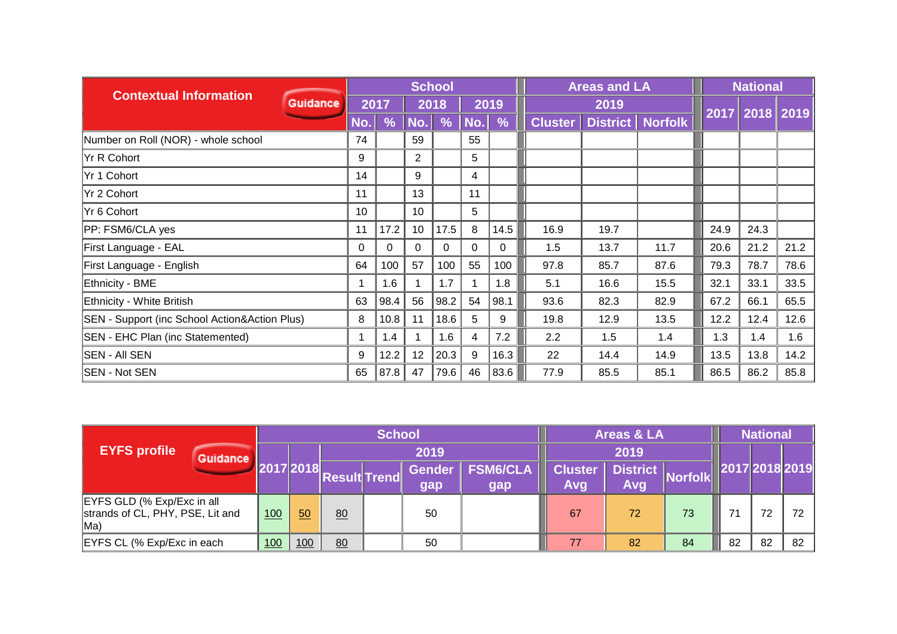| Contextual Information | School | | | | | | Areas and LA | | | National | | |
|---|---|---|---|---|---|---|---|---|---|---|---|---|
| | 2017 | | 2018 | | 2019 | | 2019 | | | 2017 | 2018 | 2019 |
| | No. | % | No. | % | No. | % | Cluster | District | Norfolk | | | |
| Number on Roll (NOR) - whole school | 74 | | 59 | | 55 | | | | | | | |
| Yr R Cohort | 9 | | 2 | | 5 | | | | | | | |
| Yr 1 Cohort | 14 | | 9 | | 4 | | | | | | | |
| Yr 2 Cohort | 11 | | 13 | | 11 | | | | | | | |
| Yr 6 Cohort | 10 | | 10 | | 5 | | | | | | | |
| PP: FSM6/CLA yes | 11 | 17.2 | 10 | 17.5 | 8 | 14.5 | 16.9 | 19.7 | | 24.9 | 24.3 | |
| First Language - EAL | 0 | 0 | 0 | 0 | 0 | 0 | 1.5 | 13.7 | 11.7 | 20.6 | 21.2 | 21.2 |
| First Language - English | 64 | 100 | 57 | 100 | 55 | 100 | 97.8 | 85.7 | 87.6 | 79.3 | 78.7 | 78.6 |
| Ethnicity - BME | 1 | 1.6 | 1 | 1.7 | 1 | 1.8 | 5.1 | 16.6 | 15.5 | 32.1 | 33.1 | 33.5 |
| Ethnicity - White British | 63 | 98.4 | 56 | 98.2 | 54 | 98.1 | 93.6 | 82.3 | 82.9 | 67.2 | 66.1 | 65.5 |
| SEN - Support (inc School Action&Action Plus) | 8 | 10.8 | 11 | 18.6 | 5 | 9 | 19.8 | 12.9 | 13.5 | 12.2 | 12.4 | 12.6 |
| SEN - EHC Plan (inc Statemented) | 1 | 1.4 | 1 | 1.6 | 4 | 7.2 | 2.2 | 1.5 | 1.4 | 1.3 | 1.4 | 1.6 |
| SEN - All SEN | 9 | 12.2 | 12 | 20.3 | 9 | 16.3 | 22 | 14.4 | 14.9 | 13.5 | 13.8 | 14.2 |
| SEN - Not SEN | 65 | 87.8 | 47 | 79.6 | 46 | 83.6 | 77.9 | 85.5 | 85.1 | 86.5 | 86.2 | 85.8 |

| EYFS profile | School | | | | | | Areas & LA | | | National | | |
|---|---|---|---|---|---|---|---|---|---|---|---|---|
| | | | 2019 | | | | 2019 | | | | | |
| | 2017 | 2018 | Result | Trend | Gender gap | FSM6/CLA gap | Cluster Avg | District Avg | Norfolk | 2017 | 2018 | 2019 |
| EYFS GLD (% Exp/Exc in all strands of CL, PHY, PSE, Lit and Ma) | 100 | 50 | 80 | | 50 | | 67 | 72 | 73 | 71 | 72 | 72 |
| EYFS CL (% Exp/Exc in each | 100 | 100 | 80 | | 50 | | 77 | 82 | 84 | 82 | 82 | 82 |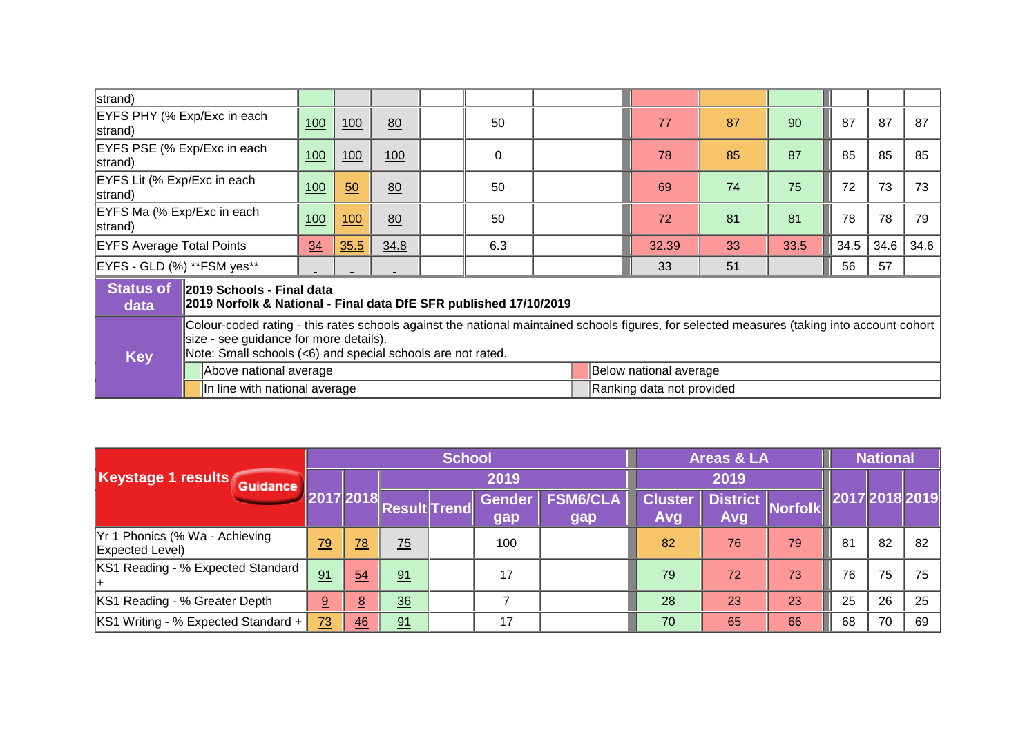| strand) | | | | | | | | | | | | |
|---|---|---|---|---|---|---|---|---|---|---|---|---|
| EYFS PHY (% Exp/Exc in each strand) | 100 | 100 | 80 | | 50 | | 77 | 87 | 90 | 87 | 87 | 87 |
| EYFS PSE (% Exp/Exc in each strand) | 100 | 100 | 100 | | 0 | | 78 | 85 | 87 | 85 | 85 | 85 |
| EYFS Lit (% Exp/Exc in each strand) | 100 | 50 | 80 | | 50 | | 69 | 74 | 75 | 72 | 73 | 73 |
| EYFS Ma (% Exp/Exc in each strand) | 100 | 100 | 80 | | 50 | | 72 | 81 | 81 | 78 | 78 | 79 |
| EYFS Average Total Points | 34 | 35.5 | 34.8 | | 6.3 | | 32.39 | 33 | 33.5 | 34.5 | 34.6 | 34.6 |
| EYFS - GLD (%) **FSM yes** | - | - | - | | | | 33 | 51 | | 56 | 57 | |

| Status of data | **2019 Schools - Final data** **2019 Norfolk & National - Final data DfE SFR published 17/10/2019** |
|---|---|

**Key**

Colour-coded rating - this rates schools against the national maintained schools figures, for selected measures (taking into account cohort size - see guidance for more details).
Note: Small schools (<6) and special schools are not rated.

| | |
|---|---|
| Above national average | Below national average |
| In line with national average | Ranking data not provided |

| Keystage 1 results Guidance | School | | | | | | Areas & LA | | | National | | |
|---|---|---|---|---|---|---|---|---|---|---|---|---|
| | 2017 | 2018 | 2019 | | | | 2019 | | | 2017 | 2018 | 2019 |
| | | | Result | Trend | Gender gap | FSM6/CLA gap | Cluster Avg | District Avg | Norfolk | | | |
| Yr 1 Phonics (% Wa - Achieving Expected Level) | 79 | 78 | 75 | | 100 | | 82 | 76 | 79 | 81 | 82 | 82 |
| KS1 Reading - % Expected Standard + | 91 | 54 | 91 | | 17 | | 79 | 72 | 73 | 76 | 75 | 75 |
| KS1 Reading - % Greater Depth | 9 | 8 | 36 | | 7 | | 28 | 23 | 23 | 25 | 26 | 25 |
| KS1 Writing - % Expected Standard + | 73 | 46 | 91 | | 17 | | 70 | 65 | 66 | 68 | 70 | 69 |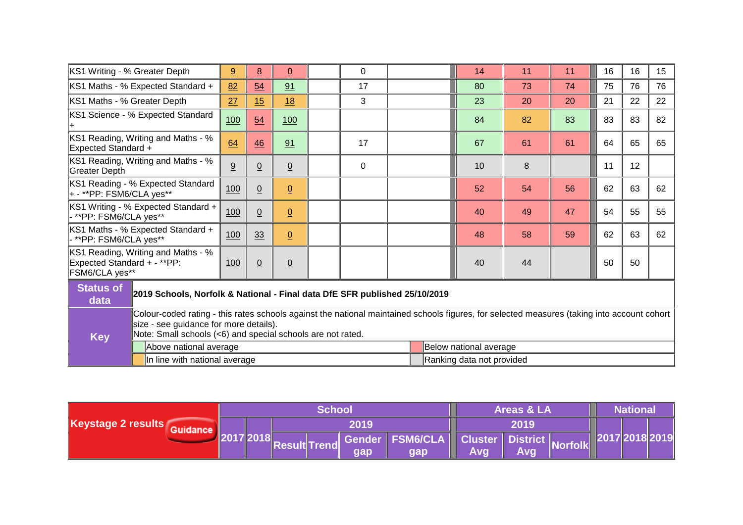| KS1 Writing - % Greater Depth | 9 | 8 | 0 | | 0 | | 14 | 11 | 11 | 16 | 16 | 15 |
|---|---|---|---|---|---|---|---|---|---|---|---|---|
| KS1 Maths - % Expected Standard + | 82 | 54 | 91 | | 17 | | 80 | 73 | 74 | 75 | 76 | 76 |
| KS1 Maths - % Greater Depth | 27 | 15 | 18 | | 3 | | 23 | 20 | 20 | 21 | 22 | 22 |
| KS1 Science - % Expected Standard + | 100 | 54 | 100 | | | | 84 | 82 | 83 | 83 | 83 | 82 |
| KS1 Reading, Writing and Maths - % Expected Standard + | 64 | 46 | 91 | | 17 | | 67 | 61 | 61 | 64 | 65 | 65 |
| KS1 Reading, Writing and Maths - % Greater Depth | 9 | 0 | 0 | | 0 | | 10 | 8 | | 11 | 12 | |
| KS1 Reading - % Expected Standard + - **PP: FSM6/CLA yes** | 100 | 0 | 0 | | | | 52 | 54 | 56 | 62 | 63 | 62 |
| KS1 Writing - % Expected Standard + - **PP: FSM6/CLA yes** | 100 | 0 | 0 | | | | 40 | 49 | 47 | 54 | 55 | 55 |
| KS1 Maths - % Expected Standard + - **PP: FSM6/CLA yes** | 100 | 33 | 0 | | | | 48 | 58 | 59 | 62 | 63 | 62 |
| KS1 Reading, Writing and Maths - % Expected Standard + - **PP: FSM6/CLA yes** | 100 | 0 | 0 | | | | 40 | 44 | | 50 | 50 | |

**Status of data**: 2019 Schools, Norfolk & National - Final data DfE SFR published 25/10/2019

**Key**: Colour-coded rating - this rates schools against the national maintained schools figures, for selected measures (taking into account cohort size - see guidance for more details).
Note: Small schools (<6) and special schools are not rated.

| | |
|---|---|
| Above national average | Below national average |
| In line with national average | Ranking data not provided |

| Keystage 2 results (Guidance) | School | | | | | | Areas & LA | | | National | | |
|---|---|---|---|---|---|---|---|---|---|---|---|---|
| | | | 2019 | | | | 2019 | | | | | |
| | 2017 | 2018 | Result | Trend | Gender gap | FSM6/CLA gap | Cluster Avg | District Avg | Norfolk | 2017 | 2018 | 2019 |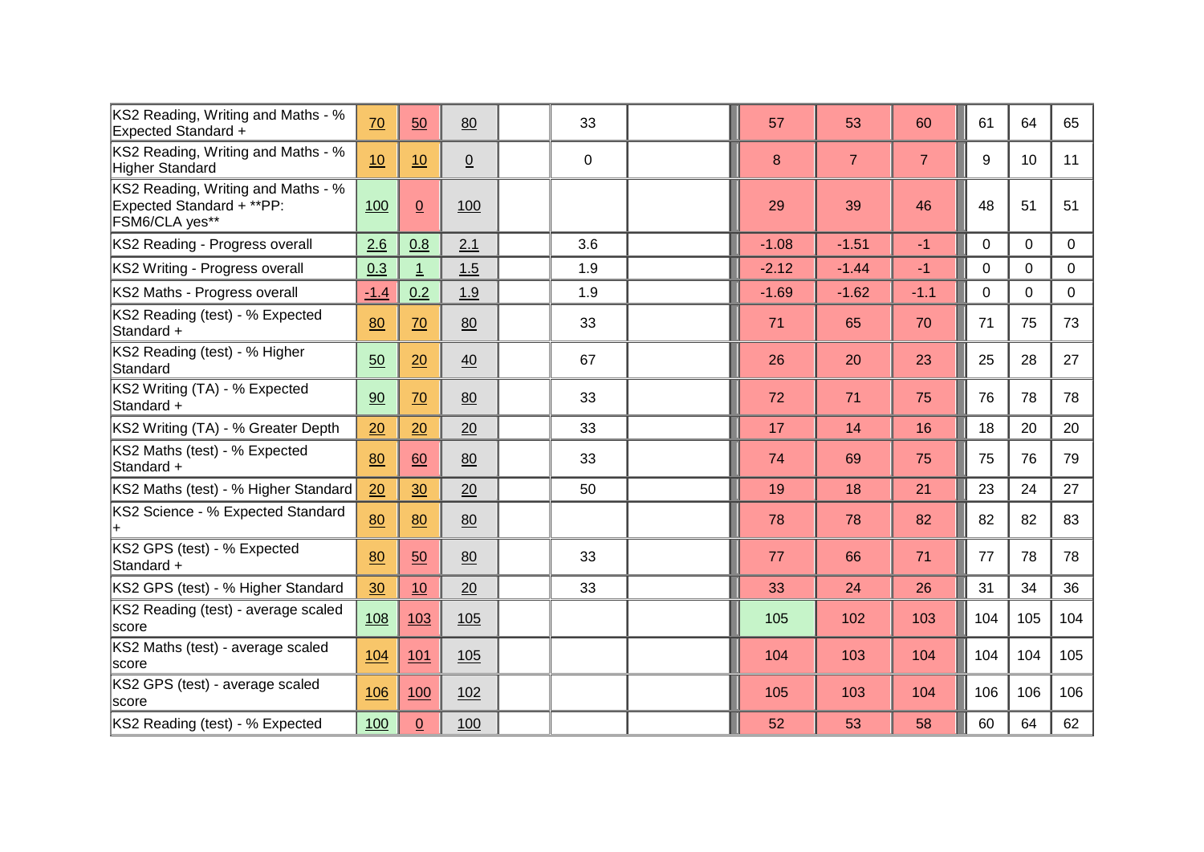| | | | | | | | | | | | | |
|---|---|---|---|---|---|---|---|---|---|---|---|---|
| KS2 Reading, Writing and Maths - % Expected Standard + | 70 | 50 | 80 | | 33 | | 57 | 53 | 60 | 61 | 64 | 65 |
| KS2 Reading, Writing and Maths - % Higher Standard | 10 | 10 | 0 | | 0 | | 8 | 7 | 7 | 9 | 10 | 11 |
| KS2 Reading, Writing and Maths - % Expected Standard + **PP: FSM6/CLA yes** | 100 | 0 | 100 | | | | 29 | 39 | 46 | 48 | 51 | 51 |
| KS2 Reading - Progress overall | 2.6 | 0.8 | 2.1 | | 3.6 | | -1.08 | -1.51 | -1 | 0 | 0 | 0 |
| KS2 Writing - Progress overall | 0.3 | 1 | 1.5 | | 1.9 | | -2.12 | -1.44 | -1 | 0 | 0 | 0 |
| KS2 Maths - Progress overall | -1.4 | 0.2 | 1.9 | | 1.9 | | -1.69 | -1.62 | -1.1 | 0 | 0 | 0 |
| KS2 Reading (test) - % Expected Standard + | 80 | 70 | 80 | | 33 | | 71 | 65 | 70 | 71 | 75 | 73 |
| KS2 Reading (test) - % Higher Standard | 50 | 20 | 40 | | 67 | | 26 | 20 | 23 | 25 | 28 | 27 |
| KS2 Writing (TA) - % Expected Standard + | 90 | 70 | 80 | | 33 | | 72 | 71 | 75 | 76 | 78 | 78 |
| KS2 Writing (TA) - % Greater Depth | 20 | 20 | 20 | | 33 | | 17 | 14 | 16 | 18 | 20 | 20 |
| KS2 Maths (test) - % Expected Standard + | 80 | 60 | 80 | | 33 | | 74 | 69 | 75 | 75 | 76 | 79 |
| KS2 Maths (test) - % Higher Standard | 20 | 30 | 20 | | 50 | | 19 | 18 | 21 | 23 | 24 | 27 |
| KS2 Science - % Expected Standard + | 80 | 80 | 80 | | | | 78 | 78 | 82 | 82 | 82 | 83 |
| KS2 GPS (test) - % Expected Standard + | 80 | 50 | 80 | | 33 | | 77 | 66 | 71 | 77 | 78 | 78 |
| KS2 GPS (test) - % Higher Standard | 30 | 10 | 20 | | 33 | | 33 | 24 | 26 | 31 | 34 | 36 |
| KS2 Reading (test) - average scaled score | 108 | 103 | 105 | | | | 105 | 102 | 103 | 104 | 105 | 104 |
| KS2 Maths (test) - average scaled score | 104 | 101 | 105 | | | | 104 | 103 | 104 | 104 | 104 | 105 |
| KS2 GPS (test) - average scaled score | 106 | 100 | 102 | | | | 105 | 103 | 104 | 106 | 106 | 106 |
| KS2 Reading (test) - % Expected | 100 | 0 | 100 | | | | 52 | 53 | 58 | 60 | 64 | 62 |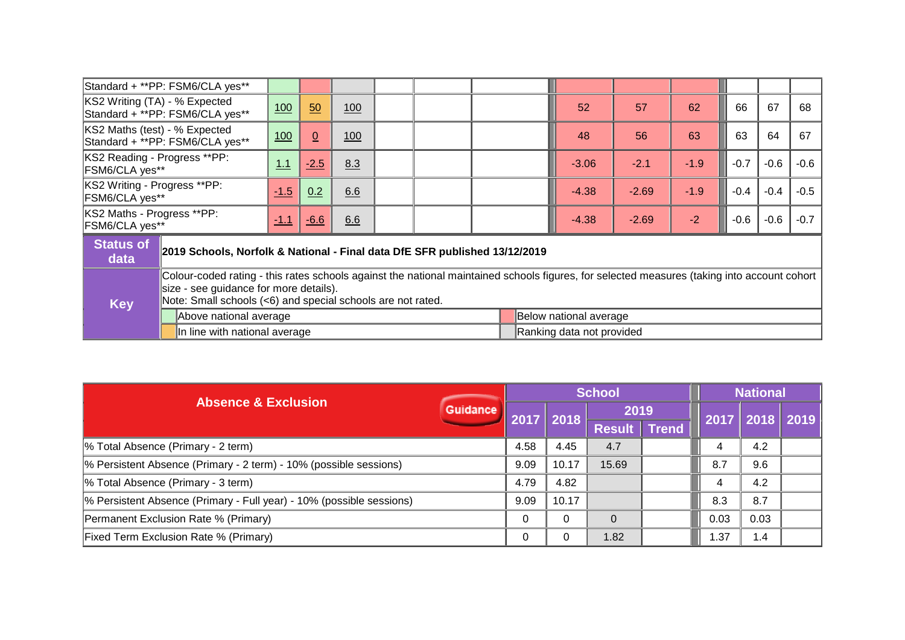| | | | | | | | | | | | | |
|---|---|---|---|---|---|---|---|---|---|---|---|---|
| Standard + **PP: FSM6/CLA yes** | | | | | | | | | | | | |
| KS2 Writing (TA) - % Expected Standard + **PP: FSM6/CLA yes** | 100 | 50 | 100 | | | | 52 | 57 | 62 | 66 | 67 | 68 |
| KS2 Maths (test) - % Expected Standard + **PP: FSM6/CLA yes** | 100 | 0 | 100 | | | | 48 | 56 | 63 | 63 | 64 | 67 |
| KS2 Reading - Progress **PP: FSM6/CLA yes** | 1.1 | -2.5 | 8.3 | | | | -3.06 | -2.1 | -1.9 | -0.7 | -0.6 | -0.6 |
| KS2 Writing - Progress **PP: FSM6/CLA yes** | -1.5 | 0.2 | 6.6 | | | | -4.38 | -2.69 | -1.9 | -0.4 | -0.4 | -0.5 |
| KS2 Maths - Progress **PP: FSM6/CLA yes** | -1.1 | -6.6 | 6.6 | | | | -4.38 | -2.69 | -2 | -0.6 | -0.6 | -0.7 |

| | |
|---|---|
| **Status of data** | **2019 Schools, Norfolk & National - Final data DfE SFR published 13/12/2019** |
| **Key** | Colour-coded rating - this rates schools against the national maintained schools figures, for selected measures (taking into account cohort size - see guidance for more details).<br>Note: Small schools (<6) and special schools are not rated. |
| | Above national average / Below national average |
| | In line with national average / Ranking data not provided |

| Absence & Exclusion (Guidance) | School | | | | National | | |
|---|---|---|---|---|---|---|---|
| | 2017 | 2018 | 2019 | | 2017 | 2018 | 2019 |
| | | | Result | Trend | | | |
| % Total Absence (Primary - 2 term) | 4.58 | 4.45 | 4.7 | | 4 | 4.2 | |
| % Persistent Absence (Primary - 2 term) - 10% (possible sessions) | 9.09 | 10.17 | 15.69 | | 8.7 | 9.6 | |
| % Total Absence (Primary - 3 term) | 4.79 | 4.82 | | | 4 | 4.2 | |
| % Persistent Absence (Primary - Full year) - 10% (possible sessions) | 9.09 | 10.17 | | | 8.3 | 8.7 | |
| Permanent Exclusion Rate % (Primary) | 0 | 0 | 0 | | 0.03 | 0.03 | |
| Fixed Term Exclusion Rate % (Primary) | 0 | 0 | 1.82 | | 1.37 | 1.4 | |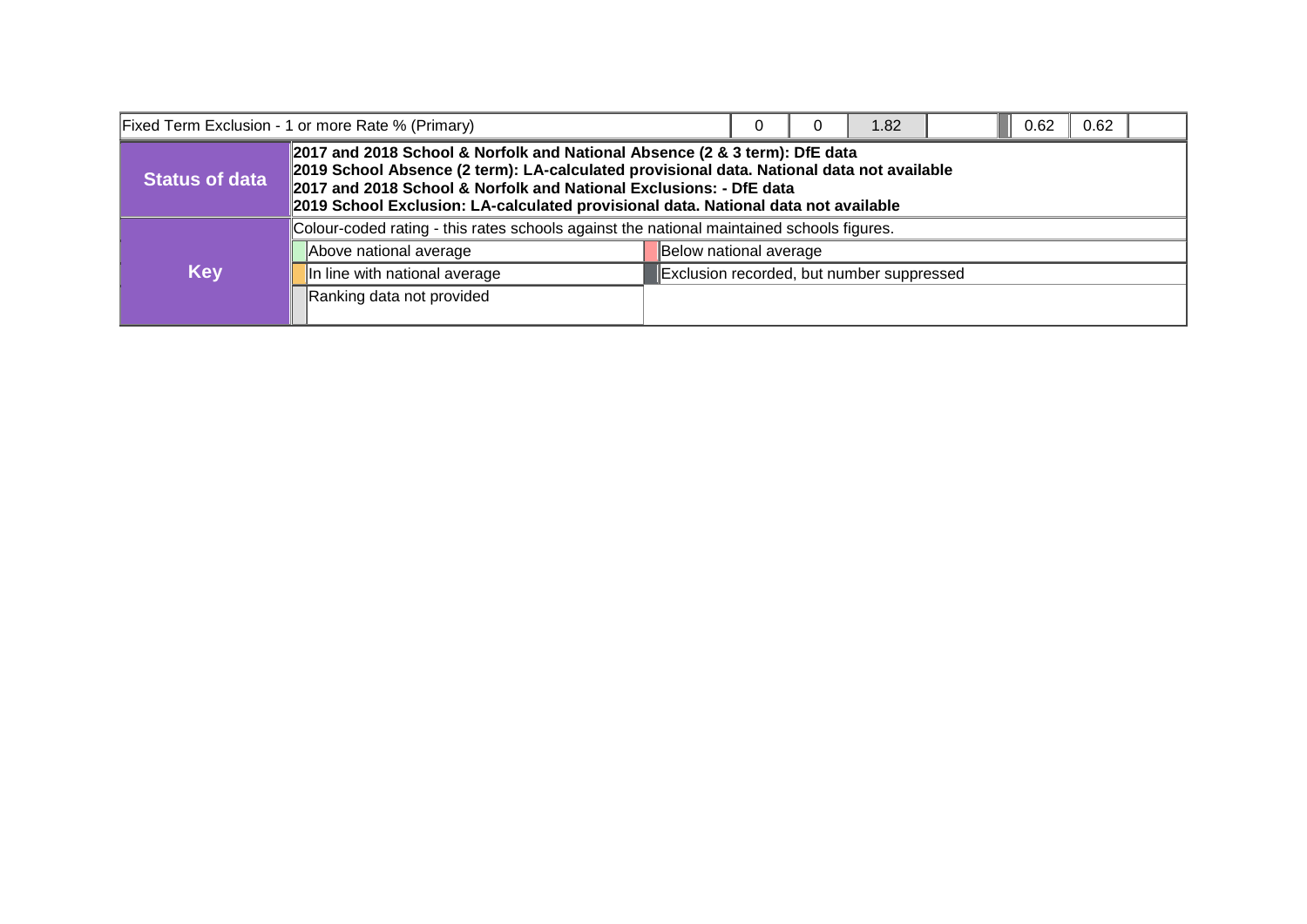| | | | | | | | | |
|---|---|---|---|---|---|---|---|---|
| Fixed Term Exclusion - 1 or more Rate % (Primary) | 0 | 0 | 1.82 | | | 0.62 | 0.62 | |

| | |
|---|---|
| **Status of data** | **2017 and 2018 School & Norfolk and National Absence (2 & 3 term): DfE data**<br>**2019 School Absence (2 term): LA-calculated provisional data. National data not available**<br>**2017 and 2018 School & Norfolk and National Exclusions: - DfE data**<br>**2019 School Exclusion: LA-calculated provisional data. National data not available** |

| | | |
|---|---|---|
| **Key** | Colour-coded rating - this rates schools against the national maintained schools figures. | |
| | Above national average | Below national average |
| | In line with national average | Exclusion recorded, but number suppressed |
| | Ranking data not provided | |